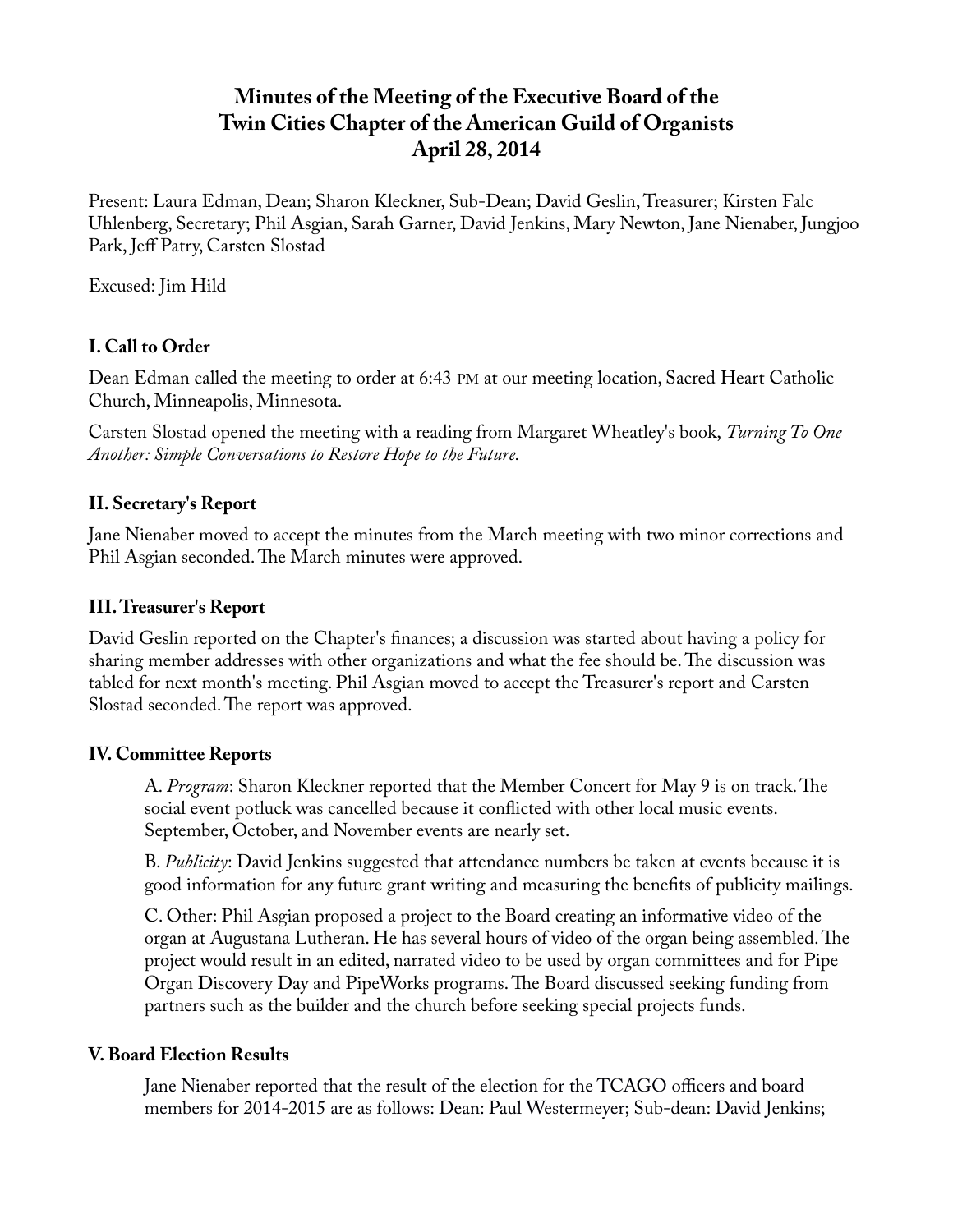# Minutes of the Meeting of the Executive Board of the Twin Cities Chapter of the American Guild of Organists April 28, 2014

Present: Laura Edman, Dean; Sharon Kleckner, Sub-Dean; David Geslin, Treasurer; Kirsten Falc Uhlenberg, Secretary; Phil Asgian, Sarah Garner, David Jenkins, Mary Newton, Jane Nienaber, Jungjoo Park, Jeff Patry, Carsten Slostad

Excused: Jim Hild

## I. Call to Order

Dean Edman called the meeting to order at 6:43 PM at our meeting location, Sacred Heart Catholic Church, Minneapolis, Minnesota.

Carsten Slostad opened the meeting with a reading from Margaret Wheatley's book, *Turning To One Another: Simple Conversations to Restore Hope to the Future.*

## II. Secretary's Report

Jane Nienaber moved to accept the minutes from the March meeting with two minor corrections and Phil Asgian seconded. The March minutes were approved.

## III. Treasurer's Report

David Geslin reported on the Chapter's finances; a discussion was started about having a policy for sharing member addresses with other organizations and what the fee should be. The discussion was tabled for next month's meeting. Phil Asgian moved to accept the Treasurer's report and Carsten Slostad seconded. The report was approved.

## IV. Committee Reports

A. *Program*: Sharon Kleckner reported that the Member Concert for May 9 is on track. The social event potluck was cancelled because it conflicted with other local music events. September, October, and November events are nearly set.

B. *Publicity*: David Jenkins suggested that attendance numbers be taken at events because it is good information for any future grant writing and measuring the benefits of publicity mailings.

C. Other: Phil Asgian proposed a project to the Board creating an informative video of the organ at Augustana Lutheran. He has several hours of video of the organ being assembled. The project would result in an edited, narrated video to be used by organ committees and for Pipe Organ Discovery Day and PipeWorks programs. The Board discussed seeking funding from partners such as the builder and the church before seeking special projects funds.

## V. Board Election Results

Jane Nienaber reported that the result of the election for the TCAGO officers and board members for 2014-2015 are as follows: Dean: Paul Westermeyer; Sub-dean: David Jenkins;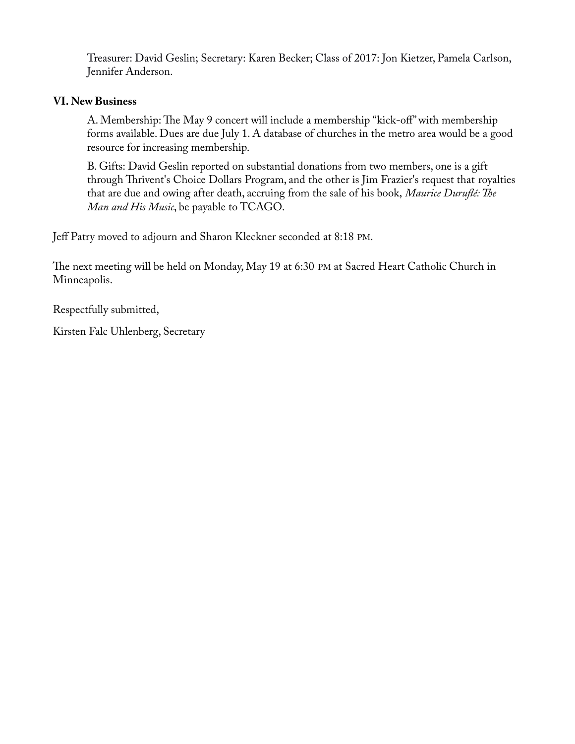Treasurer: David Geslin; Secretary: Karen Becker; Class of 2017: Jon Kietzer, Pamela Carlson, Jennifer Anderson.

**VI. New Business**

A. Membership: The May 9 concert will include a membership "kick-off" with membership forms available. Dues are due July 1. A database of churches in the metro area would be a good resource for increasing membership.

B. Gifts: David Geslin reported on substantial donations from two members, one is a gift through Thrivent's Choice Dollars Program, and the other is Jim Frazier's request that royalties that are due and owing after death, accruing from the sale of his book, *Maurice Duruflé: The Man and His Music*, be payable to TCAGO.

Jeff Patry moved to adjourn and Sharon Kleckner seconded at 8:18 PM.

The next meeting will be held on Monday, May 19 at 6:30 PM at Sacred Heart Catholic Church in Minneapolis.

Respectfully submitted,

Kirsten Falc Uhlenberg, Secretary